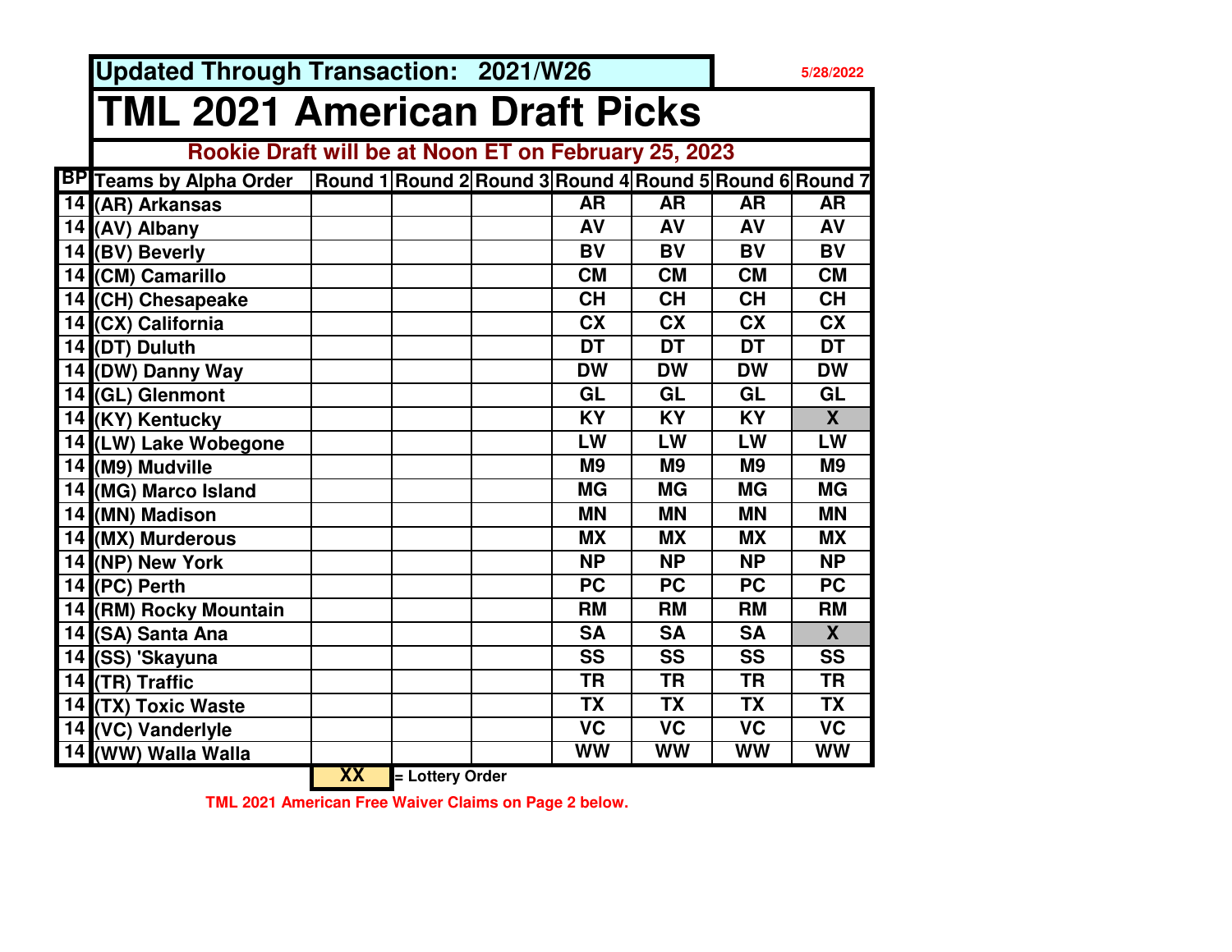Updated Through Transaction: 2021/W26

5/28/2022

# TML 2021 American Draft Picks

**Rookie Draft will be at Noon ET on February 25, 2023**

| BP | Teams by Alpha Order | Round 1 | Round 2 | Round 3 | Round 4 | Round 5 | Round 6 | Round 7 |
|---|---|---|---|---|---|---|---|---|
| 14 | (AR) Arkansas | | | | AR | AR | AR | AR |
| 14 | (AV) Albany | | | | AV | AV | AV | AV |
| 14 | (BV) Beverly | | | | BV | BV | BV | BV |
| 14 | (CM) Camarillo | | | | CM | CM | CM | CM |
| 14 | (CH) Chesapeake | | | | CH | CH | CH | CH |
| 14 | (CX) California | | | | CX | CX | CX | CX |
| 14 | (DT) Duluth | | | | DT | DT | DT | DT |
| 14 | (DW) Danny Way | | | | DW | DW | DW | DW |
| 14 | (GL) Glenmont | | | | GL | GL | GL | GL |
| 14 | (KY) Kentucky | | | | KY | KY | KY | X |
| 14 | (LW) Lake Wobegone | | | | LW | LW | LW | LW |
| 14 | (M9) Mudville | | | | M9 | M9 | M9 | M9 |
| 14 | (MG) Marco Island | | | | MG | MG | MG | MG |
| 14 | (MN) Madison | | | | MN | MN | MN | MN |
| 14 | (MX) Murderous | | | | MX | MX | MX | MX |
| 14 | (NP) New York | | | | NP | NP | NP | NP |
| 14 | (PC) Perth | | | | PC | PC | PC | PC |
| 14 | (RM) Rocky Mountain | | | | RM | RM | RM | RM |
| 14 | (SA) Santa Ana | | | | SA | SA | SA | X |
| 14 | (SS) 'Skayuna | | | | SS | SS | SS | SS |
| 14 | (TR) Traffic | | | | TR | TR | TR | TR |
| 14 | (TX) Toxic Waste | | | | TX | TX | TX | TX |
| 14 | (VC) Vanderlyle | | | | VC | VC | VC | VC |
| 14 | (WW) Walla Walla | | | | WW | WW | WW | WW |

XX = Lottery Order

TML 2021 American Free Waiver Claims on Page 2 below.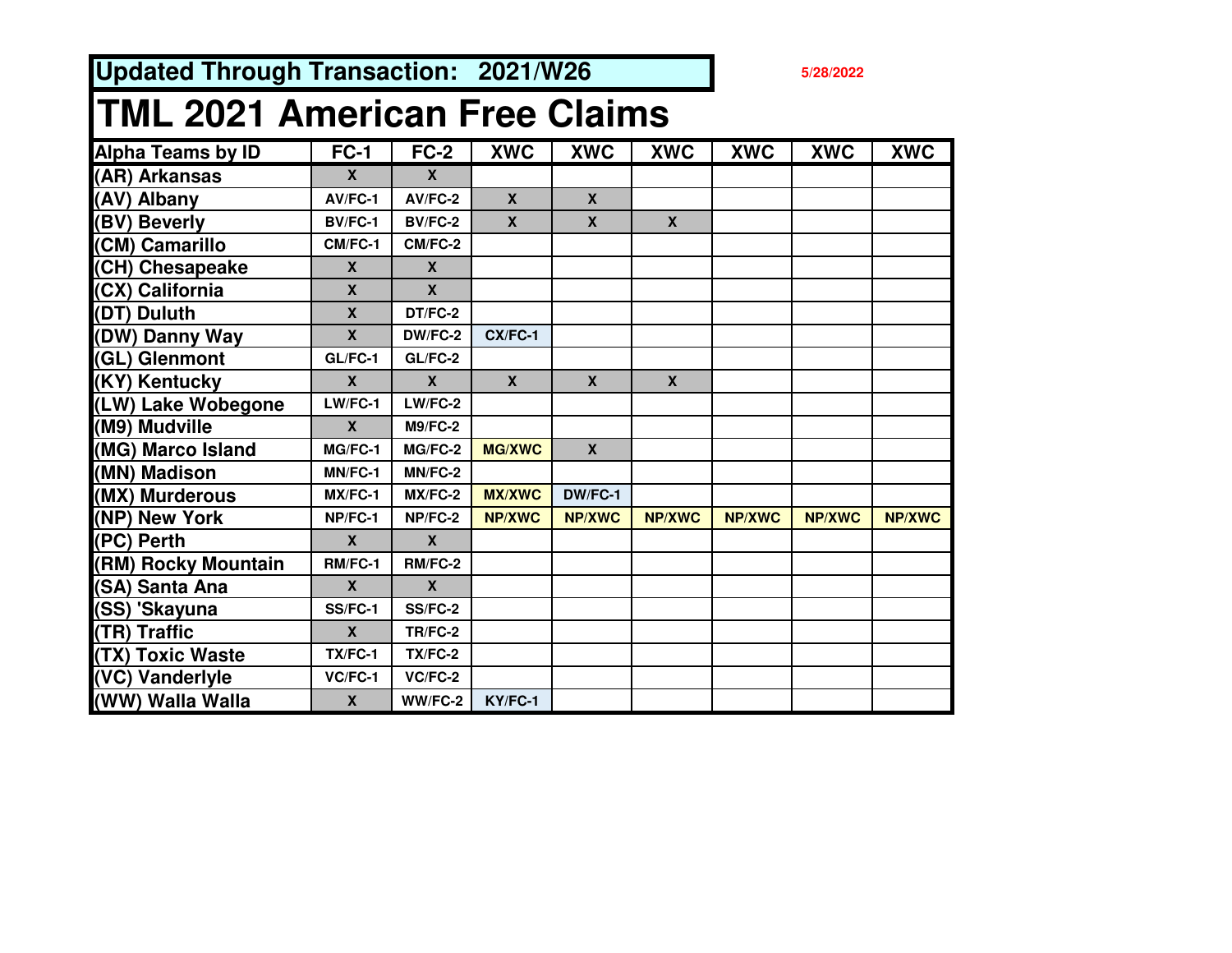Updated Through Transaction: 2021/W26

5/28/2022

# TML 2021 American Free Claims

| Alpha Teams by ID | FC-1 | FC-2 | XWC | XWC | XWC | XWC | XWC | XWC |
|---|---|---|---|---|---|---|---|---|
| (AR) Arkansas | X | X | | | | | | |
| (AV) Albany | AV/FC-1 | AV/FC-2 | X | X | | | | |
| (BV) Beverly | BV/FC-1 | BV/FC-2 | X | X | X | | | |
| (CM) Camarillo | CM/FC-1 | CM/FC-2 | | | | | | |
| (CH) Chesapeake | X | X | | | | | | |
| (CX) California | X | X | | | | | | |
| (DT) Duluth | X | DT/FC-2 | | | | | | |
| (DW) Danny Way | X | DW/FC-2 | CX/FC-1 | | | | | |
| (GL) Glenmont | GL/FC-1 | GL/FC-2 | | | | | | |
| (KY) Kentucky | X | X | X | X | X | | | |
| (LW) Lake Wobegone | LW/FC-1 | LW/FC-2 | | | | | | |
| (M9) Mudville | X | M9/FC-2 | | | | | | |
| (MG) Marco Island | MG/FC-1 | MG/FC-2 | MG/XWC | X | | | | |
| (MN) Madison | MN/FC-1 | MN/FC-2 | | | | | | |
| (MX) Murderous | MX/FC-1 | MX/FC-2 | MX/XWC | DW/FC-1 | | | | |
| (NP) New York | NP/FC-1 | NP/FC-2 | NP/XWC | NP/XWC | NP/XWC | NP/XWC | NP/XWC | NP/XWC |
| (PC) Perth | X | X | | | | | | |
| (RM) Rocky Mountain | RM/FC-1 | RM/FC-2 | | | | | | |
| (SA) Santa Ana | X | X | | | | | | |
| (SS) 'Skayuna | SS/FC-1 | SS/FC-2 | | | | | | |
| (TR) Traffic | X | TR/FC-2 | | | | | | |
| (TX) Toxic Waste | TX/FC-1 | TX/FC-2 | | | | | | |
| (VC) Vanderlyle | VC/FC-1 | VC/FC-2 | | | | | | |
| (WW) Walla Walla | X | WW/FC-2 | KY/FC-1 | | | | | |